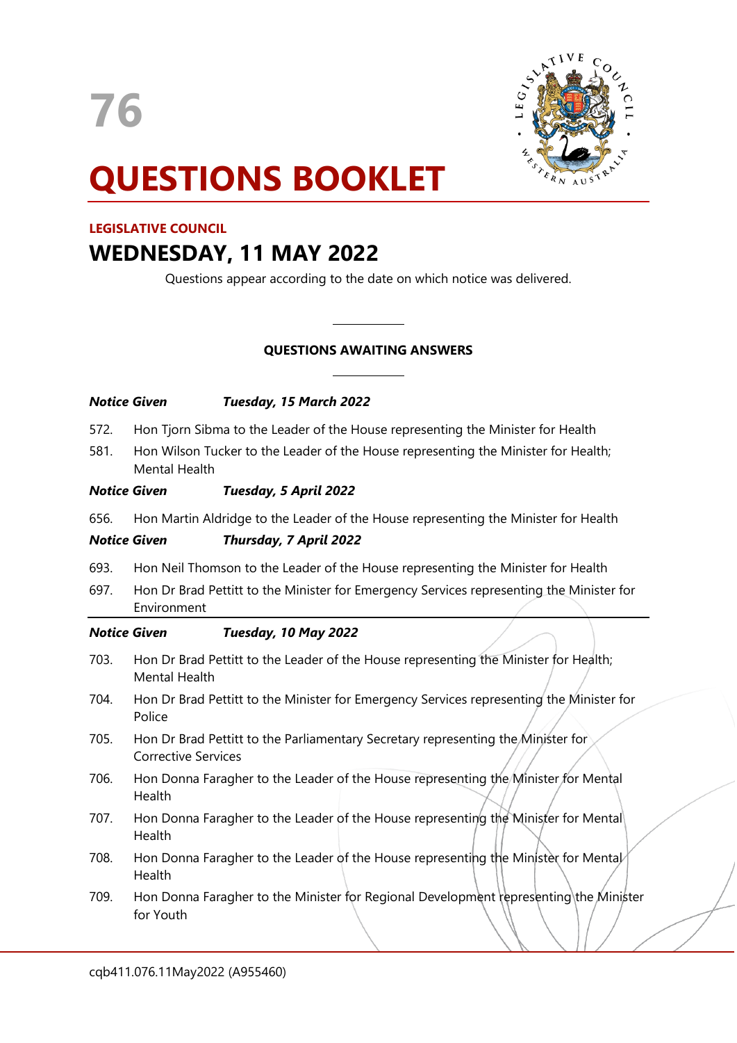76

# QUESTIONS BOOKLET

**LEGISLATIVE COUNCIL**

## WEDNESDAY, 11 MAY 2022

Questions appear according to the date on which notice was delivered.

---

**QUESTIONS AWAITING ANSWERS**

---

***Notice Given*** ***Tuesday, 15 March 2022***

572. Hon Tjorn Sibma to the Leader of the House representing the Minister for Health

581. Hon Wilson Tucker to the Leader of the House representing the Minister for Health; Mental Health

***Notice Given*** ***Tuesday, 5 April 2022***

656. Hon Martin Aldridge to the Leader of the House representing the Minister for Health

***Notice Given*** ***Thursday, 7 April 2022***

693. Hon Neil Thomson to the Leader of the House representing the Minister for Health

697. Hon Dr Brad Pettitt to the Minister for Emergency Services representing the Minister for Environment

---

***Notice Given*** ***Tuesday, 10 May 2022***

703. Hon Dr Brad Pettitt to the Leader of the House representing the Minister for Health; Mental Health

704. Hon Dr Brad Pettitt to the Minister for Emergency Services representing the Minister for Police

705. Hon Dr Brad Pettitt to the Parliamentary Secretary representing the Minister for Corrective Services

706. Hon Donna Faragher to the Leader of the House representing the Minister for Mental Health

707. Hon Donna Faragher to the Leader of the House representing the Minister for Mental Health

708. Hon Donna Faragher to the Leader of the House representing the Minister for Mental Health

709. Hon Donna Faragher to the Minister for Regional Development representing the Minister for Youth

cqb411.076.11May2022 (A955460)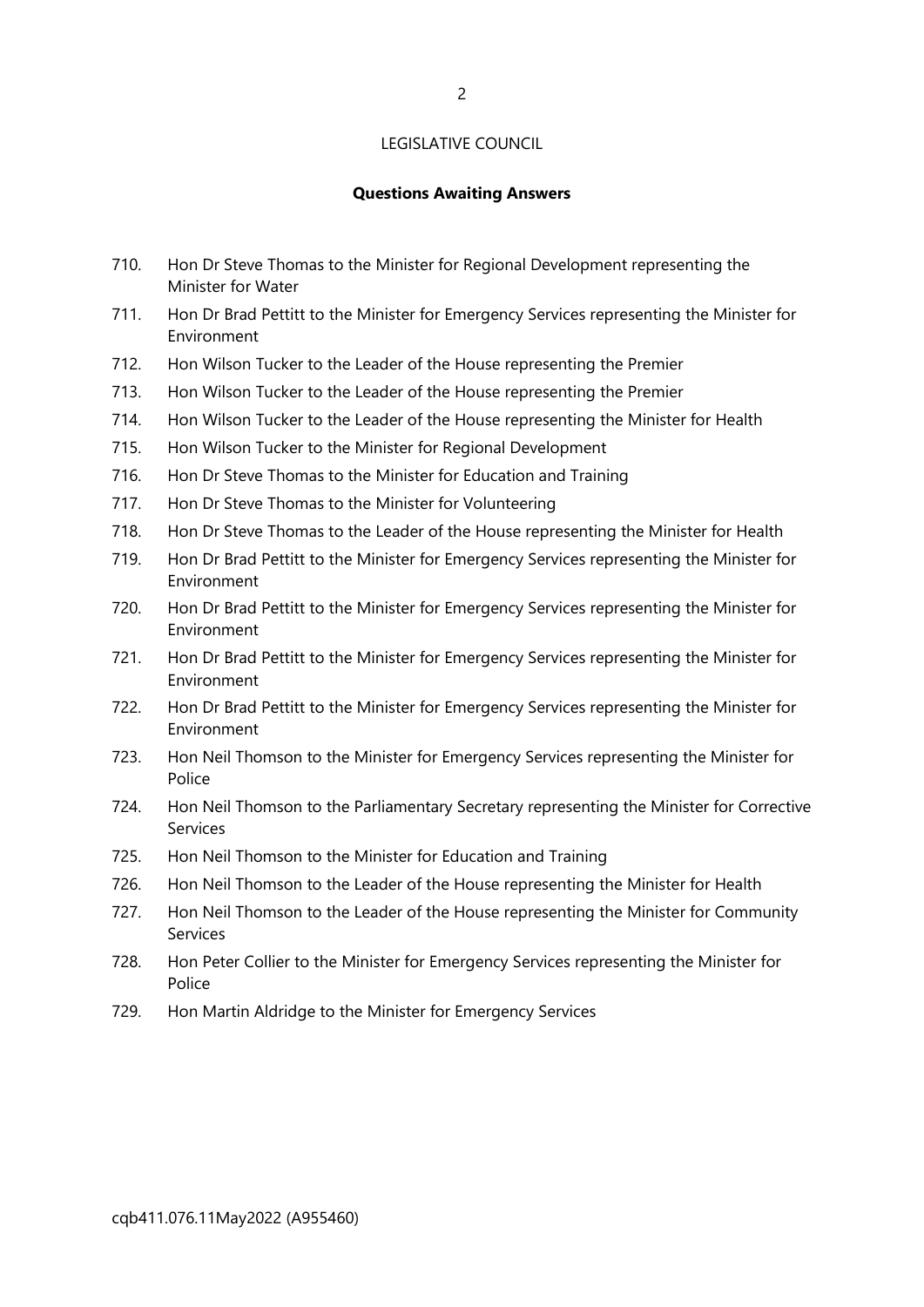LEGISLATIVE COUNCIL

**Questions Awaiting Answers**

710. Hon Dr Steve Thomas to the Minister for Regional Development representing the Minister for Water
711. Hon Dr Brad Pettitt to the Minister for Emergency Services representing the Minister for Environment
712. Hon Wilson Tucker to the Leader of the House representing the Premier
713. Hon Wilson Tucker to the Leader of the House representing the Premier
714. Hon Wilson Tucker to the Leader of the House representing the Minister for Health
715. Hon Wilson Tucker to the Minister for Regional Development
716. Hon Dr Steve Thomas to the Minister for Education and Training
717. Hon Dr Steve Thomas to the Minister for Volunteering
718. Hon Dr Steve Thomas to the Leader of the House representing the Minister for Health
719. Hon Dr Brad Pettitt to the Minister for Emergency Services representing the Minister for Environment
720. Hon Dr Brad Pettitt to the Minister for Emergency Services representing the Minister for Environment
721. Hon Dr Brad Pettitt to the Minister for Emergency Services representing the Minister for Environment
722. Hon Dr Brad Pettitt to the Minister for Emergency Services representing the Minister for Environment
723. Hon Neil Thomson to the Minister for Emergency Services representing the Minister for Police
724. Hon Neil Thomson to the Parliamentary Secretary representing the Minister for Corrective Services
725. Hon Neil Thomson to the Minister for Education and Training
726. Hon Neil Thomson to the Leader of the House representing the Minister for Health
727. Hon Neil Thomson to the Leader of the House representing the Minister for Community Services
728. Hon Peter Collier to the Minister for Emergency Services representing the Minister for Police
729. Hon Martin Aldridge to the Minister for Emergency Services

cqb411.076.11May2022 (A955460)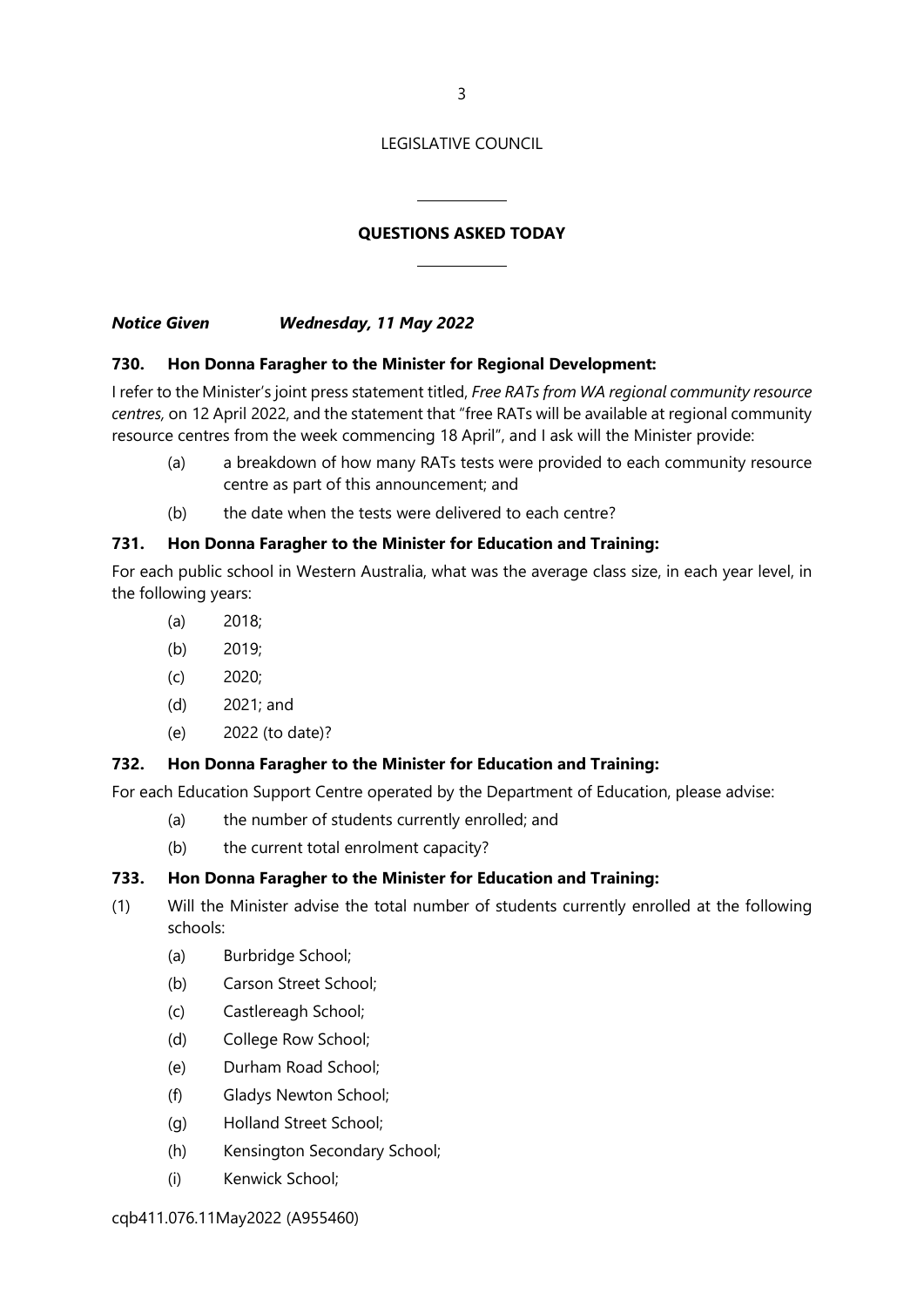LEGISLATIVE COUNCIL

## QUESTIONS ASKED TODAY

***Notice Given Wednesday, 11 May 2022***

**730. Hon Donna Faragher to the Minister for Regional Development:**

I refer to the Minister's joint press statement titled, *Free RATs from WA regional community resource centres*, on 12 April 2022, and the statement that "free RATs will be available at regional community resource centres from the week commencing 18 April", and I ask will the Minister provide:

- (a) a breakdown of how many RATs tests were provided to each community resource centre as part of this announcement; and
- (b) the date when the tests were delivered to each centre?

**731. Hon Donna Faragher to the Minister for Education and Training:**

For each public school in Western Australia, what was the average class size, in each year level, in the following years:

- (a) 2018;
- (b) 2019;
- (c) 2020;
- (d) 2021; and
- (e) 2022 (to date)?

**732. Hon Donna Faragher to the Minister for Education and Training:**

For each Education Support Centre operated by the Department of Education, please advise:

- (a) the number of students currently enrolled; and
- (b) the current total enrolment capacity?

**733. Hon Donna Faragher to the Minister for Education and Training:**

(1) Will the Minister advise the total number of students currently enrolled at the following schools:

- (a) Burbridge School;
- (b) Carson Street School;
- (c) Castlereagh School;
- (d) College Row School;
- (e) Durham Road School;
- (f) Gladys Newton School;
- (g) Holland Street School;
- (h) Kensington Secondary School;
- (i) Kenwick School;

cqb411.076.11May2022 (A955460)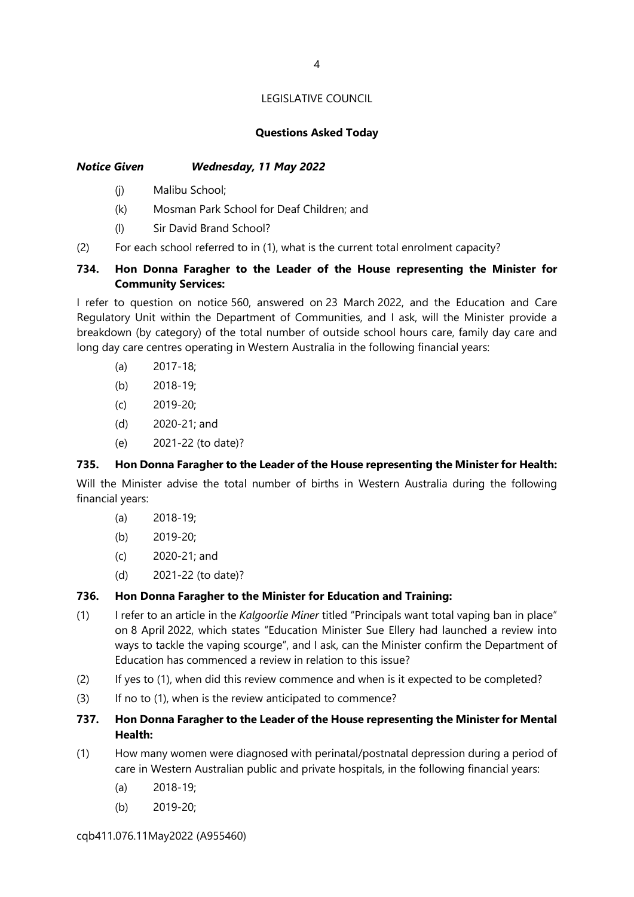LEGISLATIVE COUNCIL

**Questions Asked Today**

***Notice Given Wednesday, 11 May 2022***

(j) Malibu School;

(k) Mosman Park School for Deaf Children; and

(l) Sir David Brand School?

(2) For each school referred to in (1), what is the current total enrolment capacity?

**734. Hon Donna Faragher to the Leader of the House representing the Minister for Community Services:**

I refer to question on notice 560, answered on 23 March 2022, and the Education and Care Regulatory Unit within the Department of Communities, and I ask, will the Minister provide a breakdown (by category) of the total number of outside school hours care, family day care and long day care centres operating in Western Australia in the following financial years:

(a) 2017-18;

(b) 2018-19;

(c) 2019-20;

(d) 2020-21; and

(e) 2021-22 (to date)?

**735. Hon Donna Faragher to the Leader of the House representing the Minister for Health:**

Will the Minister advise the total number of births in Western Australia during the following financial years:

(a) 2018-19;

(b) 2019-20;

(c) 2020-21; and

(d) 2021-22 (to date)?

**736. Hon Donna Faragher to the Minister for Education and Training:**

(1) I refer to an article in the *Kalgoorlie Miner* titled "Principals want total vaping ban in place" on 8 April 2022, which states "Education Minister Sue Ellery had launched a review into ways to tackle the vaping scourge", and I ask, can the Minister confirm the Department of Education has commenced a review in relation to this issue?

(2) If yes to (1), when did this review commence and when is it expected to be completed?

(3) If no to (1), when is the review anticipated to commence?

**737. Hon Donna Faragher to the Leader of the House representing the Minister for Mental Health:**

(1) How many women were diagnosed with perinatal/postnatal depression during a period of care in Western Australian public and private hospitals, in the following financial years:

(a) 2018-19;

(b) 2019-20;

cqb411.076.11May2022 (A955460)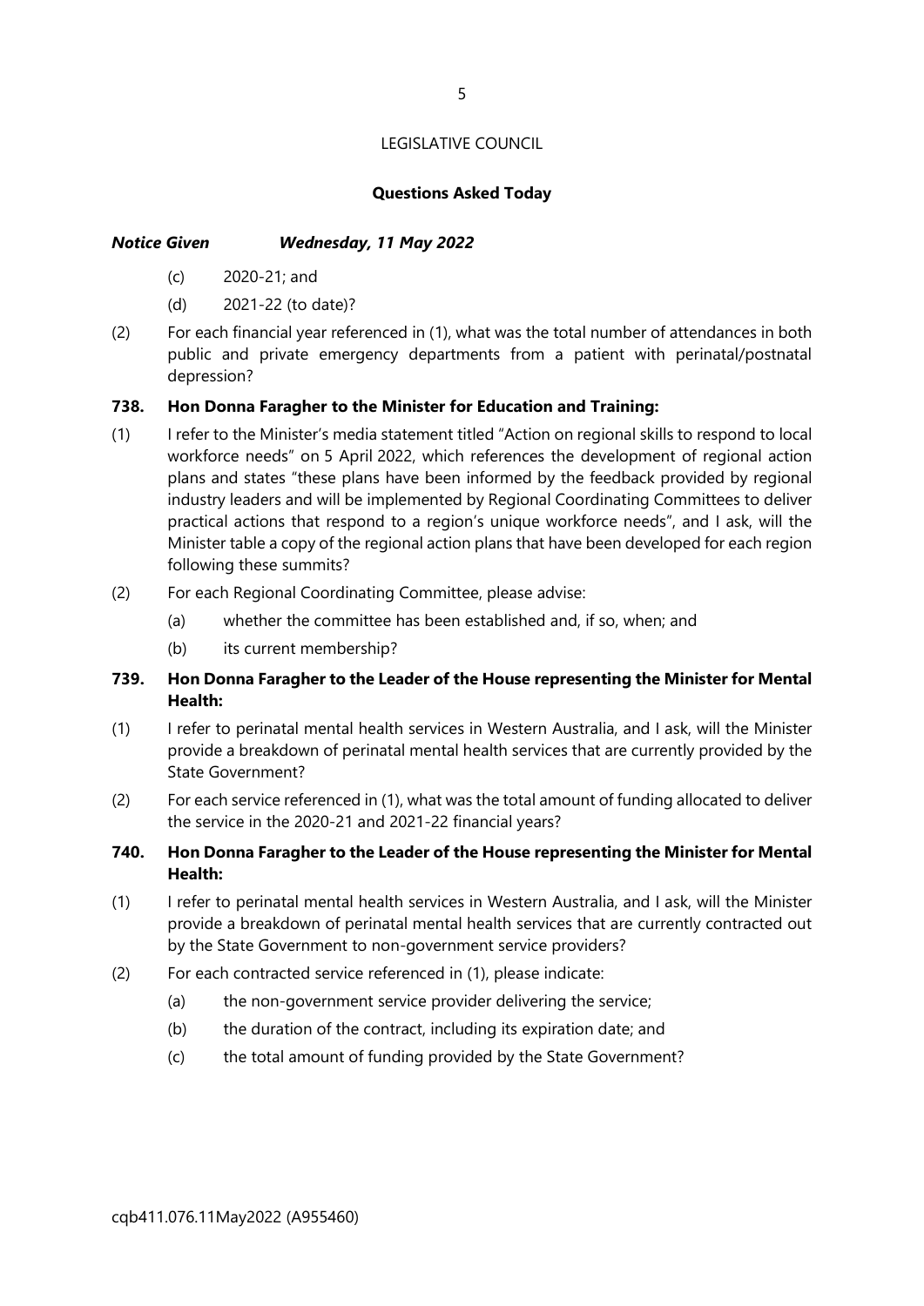LEGISLATIVE COUNCIL

**Questions Asked Today**

***Notice Given Wednesday, 11 May 2022***

(c) 2020-21; and

(d) 2021-22 (to date)?

(2) For each financial year referenced in (1), what was the total number of attendances in both public and private emergency departments from a patient with perinatal/postnatal depression?

**738. Hon Donna Faragher to the Minister for Education and Training:**

(1) I refer to the Minister's media statement titled "Action on regional skills to respond to local workforce needs" on 5 April 2022, which references the development of regional action plans and states "these plans have been informed by the feedback provided by regional industry leaders and will be implemented by Regional Coordinating Committees to deliver practical actions that respond to a region's unique workforce needs", and I ask, will the Minister table a copy of the regional action plans that have been developed for each region following these summits?

(2) For each Regional Coordinating Committee, please advise:

(a) whether the committee has been established and, if so, when; and

(b) its current membership?

**739. Hon Donna Faragher to the Leader of the House representing the Minister for Mental Health:**

(1) I refer to perinatal mental health services in Western Australia, and I ask, will the Minister provide a breakdown of perinatal mental health services that are currently provided by the State Government?

(2) For each service referenced in (1), what was the total amount of funding allocated to deliver the service in the 2020-21 and 2021-22 financial years?

**740. Hon Donna Faragher to the Leader of the House representing the Minister for Mental Health:**

(1) I refer to perinatal mental health services in Western Australia, and I ask, will the Minister provide a breakdown of perinatal mental health services that are currently contracted out by the State Government to non-government service providers?

(2) For each contracted service referenced in (1), please indicate:

(a) the non-government service provider delivering the service;

(b) the duration of the contract, including its expiration date; and

(c) the total amount of funding provided by the State Government?

cqb411.076.11May2022 (A955460)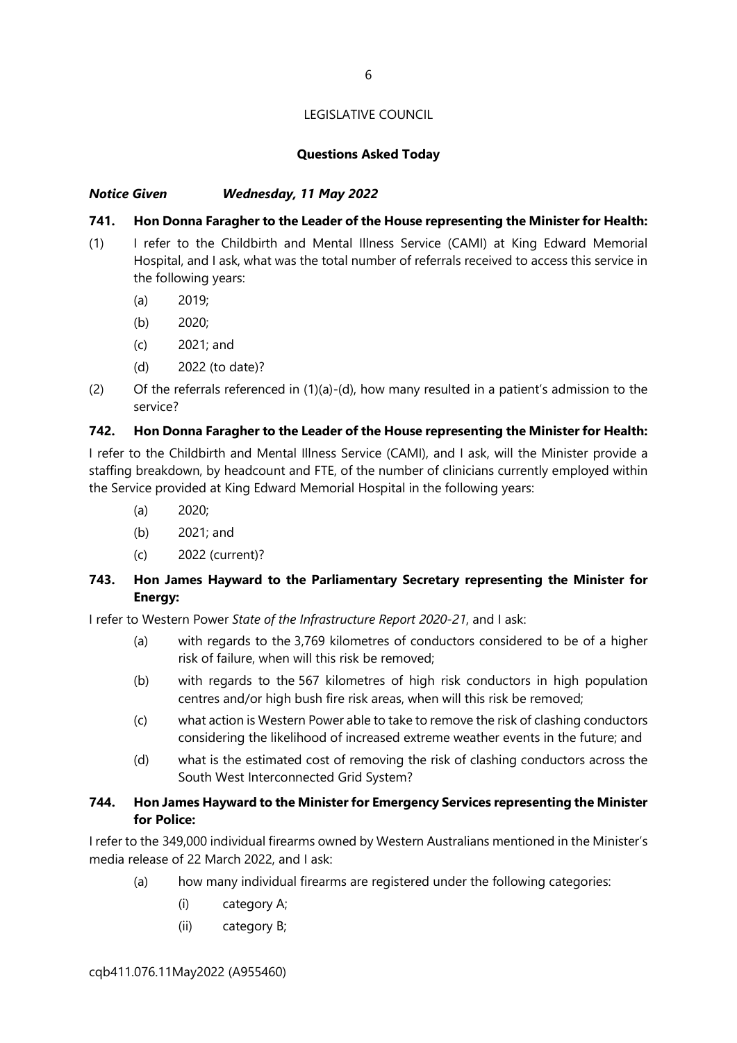LEGISLATIVE COUNCIL

**Questions Asked Today**

***Notice Given Wednesday, 11 May 2022***

**741. Hon Donna Faragher to the Leader of the House representing the Minister for Health:**

(1) I refer to the Childbirth and Mental Illness Service (CAMI) at King Edward Memorial Hospital, and I ask, what was the total number of referrals received to access this service in the following years:

- (a) 2019;
- (b) 2020;
- (c) 2021; and
- (d) 2022 (to date)?

(2) Of the referrals referenced in (1)(a)-(d), how many resulted in a patient's admission to the service?

**742. Hon Donna Faragher to the Leader of the House representing the Minister for Health:**

I refer to the Childbirth and Mental Illness Service (CAMI), and I ask, will the Minister provide a staffing breakdown, by headcount and FTE, of the number of clinicians currently employed within the Service provided at King Edward Memorial Hospital in the following years:

- (a) 2020;
- (b) 2021; and
- (c) 2022 (current)?

**743. Hon James Hayward to the Parliamentary Secretary representing the Minister for Energy:**

I refer to Western Power *State of the Infrastructure Report 2020-21*, and I ask:

- (a) with regards to the 3,769 kilometres of conductors considered to be of a higher risk of failure, when will this risk be removed;
- (b) with regards to the 567 kilometres of high risk conductors in high population centres and/or high bush fire risk areas, when will this risk be removed;
- (c) what action is Western Power able to take to remove the risk of clashing conductors considering the likelihood of increased extreme weather events in the future; and
- (d) what is the estimated cost of removing the risk of clashing conductors across the South West Interconnected Grid System?

**744. Hon James Hayward to the Minister for Emergency Services representing the Minister for Police:**

I refer to the 349,000 individual firearms owned by Western Australians mentioned in the Minister's media release of 22 March 2022, and I ask:

- (a) how many individual firearms are registered under the following categories:
  - (i) category A;
  - (ii) category B;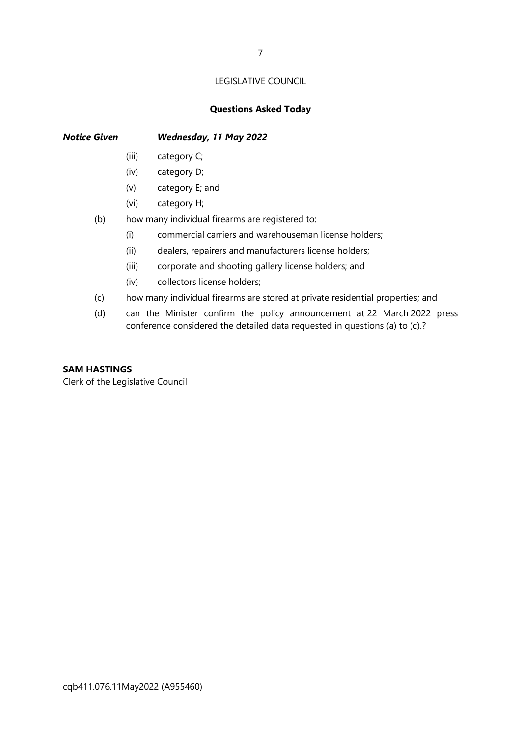LEGISLATIVE COUNCIL

**Questions Asked Today**

***Notice Given*** ***Wednesday, 11 May 2022***

- (iii) category C;
- (iv) category D;
- (v) category E; and
- (vi) category H;

(b) how many individual firearms are registered to:

- (i) commercial carriers and warehouseman license holders;
- (ii) dealers, repairers and manufacturers license holders;
- (iii) corporate and shooting gallery license holders; and
- (iv) collectors license holders;

(c) how many individual firearms are stored at private residential properties; and

(d) can the Minister confirm the policy announcement at 22 March 2022 press conference considered the detailed data requested in questions (a) to (c).?

**SAM HASTINGS**
Clerk of the Legislative Council

cqb411.076.11May2022 (A955460)